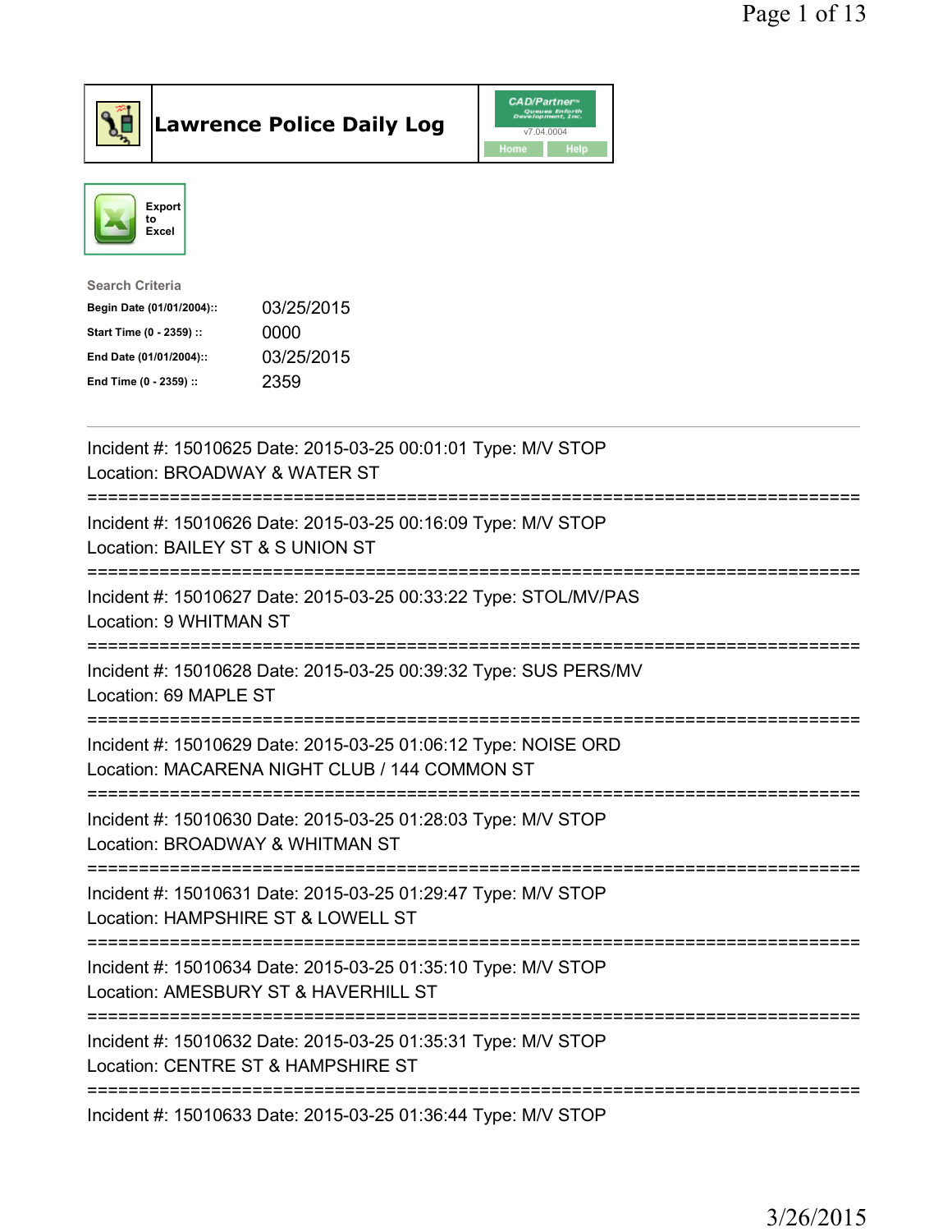# Lawrence Police Daily Log

Export to Excel

Search Criteria

| | |
|---|---|
| Begin Date (01/01/2004):: | 03/25/2015 |
| Start Time (0 - 2359) :: | 0000 |
| End Date (01/01/2004):: | 03/25/2015 |
| End Time (0 - 2359) :: | 2359 |

Incident #: 15010625 Date: 2015-03-25 00:01:01 Type: M/V STOP
Location: BROADWAY & WATER ST
===========================================================================
Incident #: 15010626 Date: 2015-03-25 00:16:09 Type: M/V STOP
Location: BAILEY ST & S UNION ST
===========================================================================
Incident #: 15010627 Date: 2015-03-25 00:33:22 Type: STOL/MV/PAS
Location: 9 WHITMAN ST
===========================================================================
Incident #: 15010628 Date: 2015-03-25 00:39:32 Type: SUS PERS/MV
Location: 69 MAPLE ST
===========================================================================
Incident #: 15010629 Date: 2015-03-25 01:06:12 Type: NOISE ORD
Location: MACARENA NIGHT CLUB / 144 COMMON ST
===========================================================================
Incident #: 15010630 Date: 2015-03-25 01:28:03 Type: M/V STOP
Location: BROADWAY & WHITMAN ST
===========================================================================
Incident #: 15010631 Date: 2015-03-25 01:29:47 Type: M/V STOP
Location: HAMPSHIRE ST & LOWELL ST
===========================================================================
Incident #: 15010634 Date: 2015-03-25 01:35:10 Type: M/V STOP
Location: AMESBURY ST & HAVERHILL ST
===========================================================================
Incident #: 15010632 Date: 2015-03-25 01:35:31 Type: M/V STOP
Location: CENTRE ST & HAMPSHIRE ST
===========================================================================
Incident #: 15010633 Date: 2015-03-25 01:36:44 Type: M/V STOP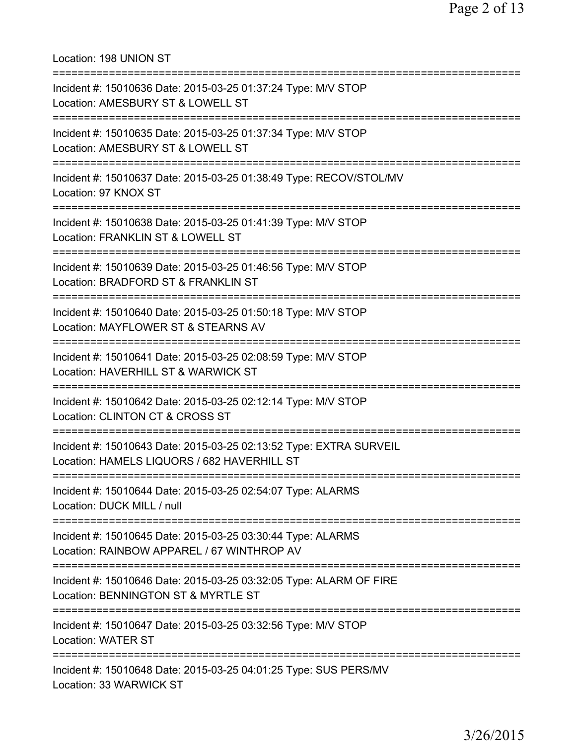Location: 198 UNION ST

===========================================================================

Incident #: 15010636 Date: 2015-03-25 01:37:24 Type: M/V STOP
Location: AMESBURY ST & LOWELL ST

===========================================================================

Incident #: 15010635 Date: 2015-03-25 01:37:34 Type: M/V STOP
Location: AMESBURY ST & LOWELL ST

===========================================================================

Incident #: 15010637 Date: 2015-03-25 01:38:49 Type: RECOV/STOL/MV
Location: 97 KNOX ST

===========================================================================

Incident #: 15010638 Date: 2015-03-25 01:41:39 Type: M/V STOP
Location: FRANKLIN ST & LOWELL ST

===========================================================================

Incident #: 15010639 Date: 2015-03-25 01:46:56 Type: M/V STOP
Location: BRADFORD ST & FRANKLIN ST

===========================================================================

Incident #: 15010640 Date: 2015-03-25 01:50:18 Type: M/V STOP
Location: MAYFLOWER ST & STEARNS AV

===========================================================================

Incident #: 15010641 Date: 2015-03-25 02:08:59 Type: M/V STOP
Location: HAVERHILL ST & WARWICK ST

===========================================================================

Incident #: 15010642 Date: 2015-03-25 02:12:14 Type: M/V STOP
Location: CLINTON CT & CROSS ST

===========================================================================

Incident #: 15010643 Date: 2015-03-25 02:13:52 Type: EXTRA SURVEIL
Location: HAMELS LIQUORS / 682 HAVERHILL ST

===========================================================================

Incident #: 15010644 Date: 2015-03-25 02:54:07 Type: ALARMS
Location: DUCK MILL / null

===========================================================================

Incident #: 15010645 Date: 2015-03-25 03:30:44 Type: ALARMS
Location: RAINBOW APPAREL / 67 WINTHROP AV

===========================================================================

Incident #: 15010646 Date: 2015-03-25 03:32:05 Type: ALARM OF FIRE
Location: BENNINGTON ST & MYRTLE ST

===========================================================================

Incident #: 15010647 Date: 2015-03-25 03:32:56 Type: M/V STOP
Location: WATER ST

===========================================================================

Incident #: 15010648 Date: 2015-03-25 04:01:25 Type: SUS PERS/MV
Location: 33 WARWICK ST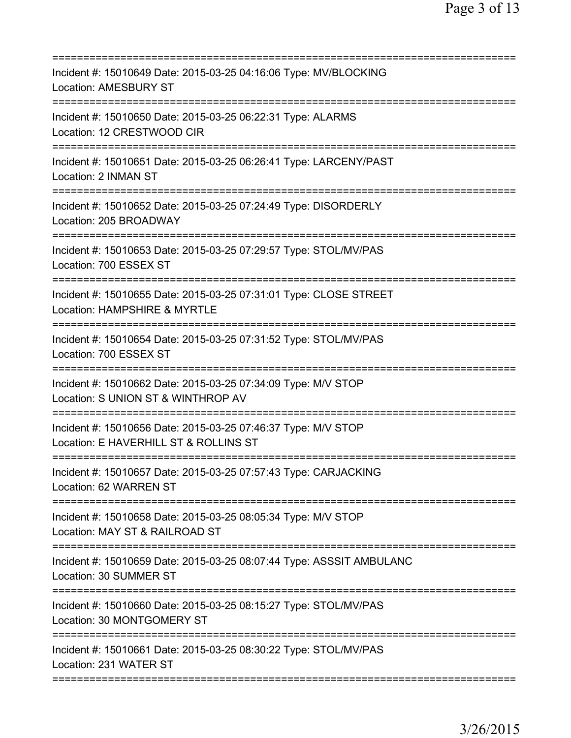==============================================================================

Incident #: 15010649 Date: 2015-03-25 04:16:06 Type: MV/BLOCKING
Location: AMESBURY ST

==============================================================================

Incident #: 15010650 Date: 2015-03-25 06:22:31 Type: ALARMS
Location: 12 CRESTWOOD CIR

==============================================================================

Incident #: 15010651 Date: 2015-03-25 06:26:41 Type: LARCENY/PAST
Location: 2 INMAN ST

==============================================================================

Incident #: 15010652 Date: 2015-03-25 07:24:49 Type: DISORDERLY
Location: 205 BROADWAY

==============================================================================

Incident #: 15010653 Date: 2015-03-25 07:29:57 Type: STOL/MV/PAS
Location: 700 ESSEX ST

==============================================================================

Incident #: 15010655 Date: 2015-03-25 07:31:01 Type: CLOSE STREET
Location: HAMPSHIRE & MYRTLE

==============================================================================

Incident #: 15010654 Date: 2015-03-25 07:31:52 Type: STOL/MV/PAS
Location: 700 ESSEX ST

==============================================================================

Incident #: 15010662 Date: 2015-03-25 07:34:09 Type: M/V STOP
Location: S UNION ST & WINTHROP AV

==============================================================================

Incident #: 15010656 Date: 2015-03-25 07:46:37 Type: M/V STOP
Location: E HAVERHILL ST & ROLLINS ST

==============================================================================

Incident #: 15010657 Date: 2015-03-25 07:57:43 Type: CARJACKING
Location: 62 WARREN ST

==============================================================================

Incident #: 15010658 Date: 2015-03-25 08:05:34 Type: M/V STOP
Location: MAY ST & RAILROAD ST

==============================================================================

Incident #: 15010659 Date: 2015-03-25 08:07:44 Type: ASSSIT AMBULANC
Location: 30 SUMMER ST

==============================================================================

Incident #: 15010660 Date: 2015-03-25 08:15:27 Type: STOL/MV/PAS
Location: 30 MONTGOMERY ST

==============================================================================

Incident #: 15010661 Date: 2015-03-25 08:30:22 Type: STOL/MV/PAS
Location: 231 WATER ST

==============================================================================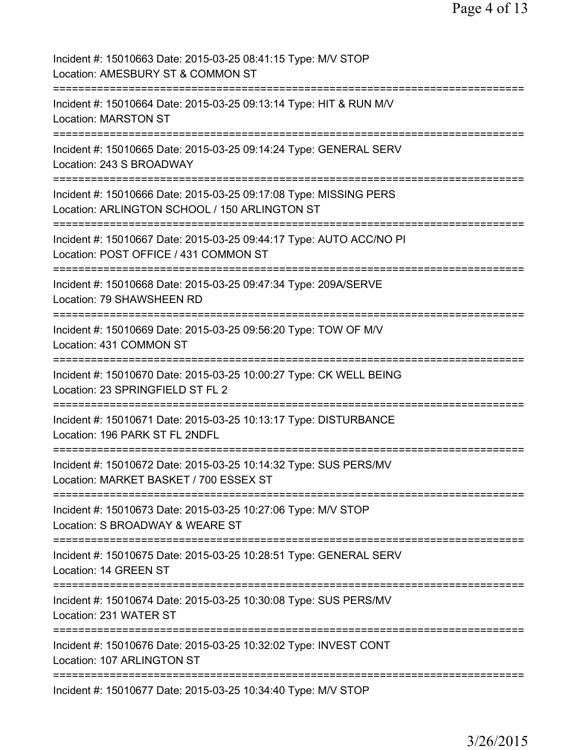Incident #: 15010663 Date: 2015-03-25 08:41:15 Type: M/V STOP
Location: AMESBURY ST & COMMON ST
===========================================================================
Incident #: 15010664 Date: 2015-03-25 09:13:14 Type: HIT & RUN M/V
Location: MARSTON ST
===========================================================================
Incident #: 15010665 Date: 2015-03-25 09:14:24 Type: GENERAL SERV
Location: 243 S BROADWAY
===========================================================================
Incident #: 15010666 Date: 2015-03-25 09:17:08 Type: MISSING PERS
Location: ARLINGTON SCHOOL / 150 ARLINGTON ST
===========================================================================
Incident #: 15010667 Date: 2015-03-25 09:44:17 Type: AUTO ACC/NO PI
Location: POST OFFICE / 431 COMMON ST
===========================================================================
Incident #: 15010668 Date: 2015-03-25 09:47:34 Type: 209A/SERVE
Location: 79 SHAWSHEEN RD
===========================================================================
Incident #: 15010669 Date: 2015-03-25 09:56:20 Type: TOW OF M/V
Location: 431 COMMON ST
===========================================================================
Incident #: 15010670 Date: 2015-03-25 10:00:27 Type: CK WELL BEING
Location: 23 SPRINGFIELD ST FL 2
===========================================================================
Incident #: 15010671 Date: 2015-03-25 10:13:17 Type: DISTURBANCE
Location: 196 PARK ST FL 2NDFL
===========================================================================
Incident #: 15010672 Date: 2015-03-25 10:14:32 Type: SUS PERS/MV
Location: MARKET BASKET / 700 ESSEX ST
===========================================================================
Incident #: 15010673 Date: 2015-03-25 10:27:06 Type: M/V STOP
Location: S BROADWAY & WEARE ST
===========================================================================
Incident #: 15010675 Date: 2015-03-25 10:28:51 Type: GENERAL SERV
Location: 14 GREEN ST
===========================================================================
Incident #: 15010674 Date: 2015-03-25 10:30:08 Type: SUS PERS/MV
Location: 231 WATER ST
===========================================================================
Incident #: 15010676 Date: 2015-03-25 10:32:02 Type: INVEST CONT
Location: 107 ARLINGTON ST
===========================================================================
Incident #: 15010677 Date: 2015-03-25 10:34:40 Type: M/V STOP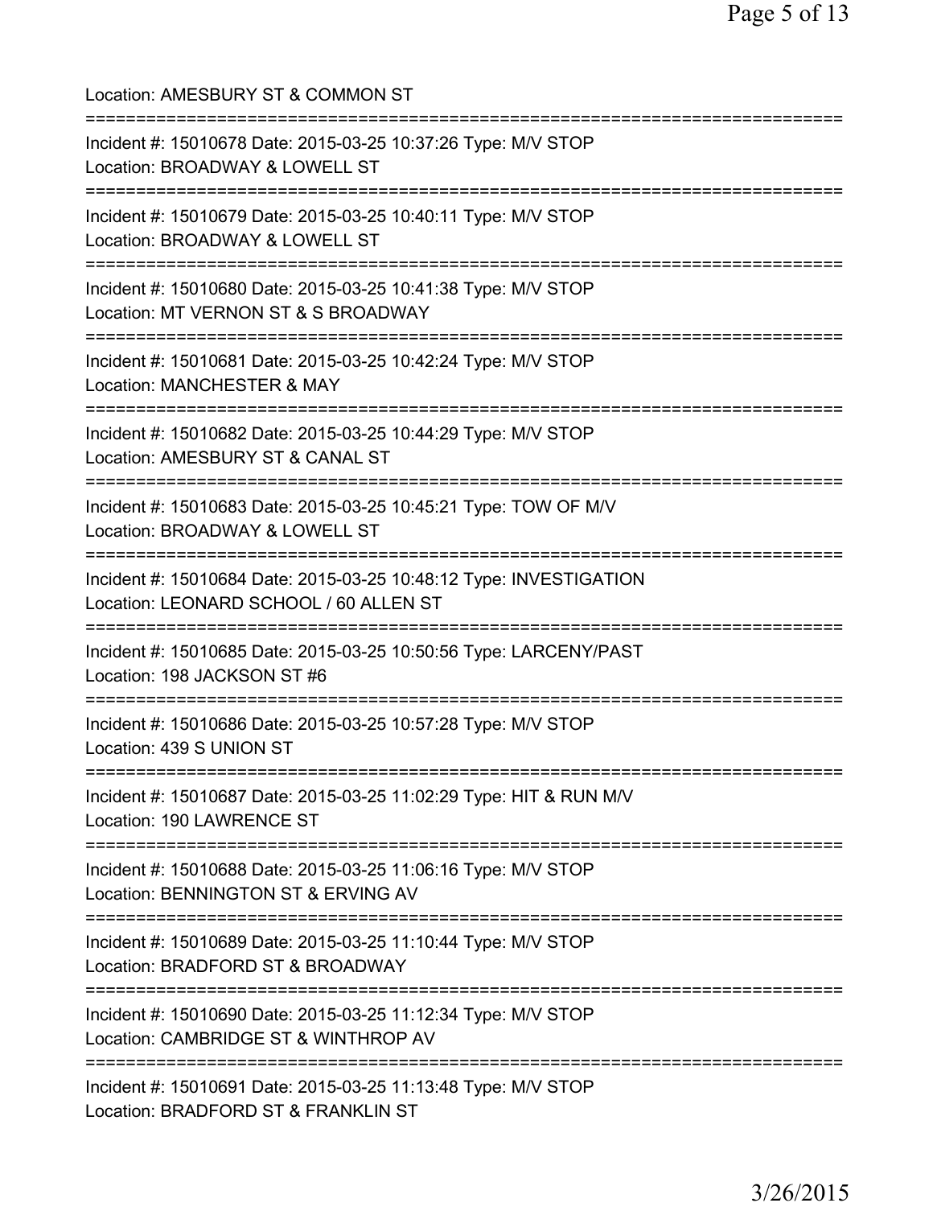Location: AMESBURY ST & COMMON ST

===========================================================================

Incident #: 15010678 Date: 2015-03-25 10:37:26 Type: M/V STOP
Location: BROADWAY & LOWELL ST

===========================================================================

Incident #: 15010679 Date: 2015-03-25 10:40:11 Type: M/V STOP
Location: BROADWAY & LOWELL ST

===========================================================================

Incident #: 15010680 Date: 2015-03-25 10:41:38 Type: M/V STOP
Location: MT VERNON ST & S BROADWAY

===========================================================================

Incident #: 15010681 Date: 2015-03-25 10:42:24 Type: M/V STOP
Location: MANCHESTER & MAY

===========================================================================

Incident #: 15010682 Date: 2015-03-25 10:44:29 Type: M/V STOP
Location: AMESBURY ST & CANAL ST

===========================================================================

Incident #: 15010683 Date: 2015-03-25 10:45:21 Type: TOW OF M/V
Location: BROADWAY & LOWELL ST

===========================================================================

Incident #: 15010684 Date: 2015-03-25 10:48:12 Type: INVESTIGATION
Location: LEONARD SCHOOL / 60 ALLEN ST

===========================================================================

Incident #: 15010685 Date: 2015-03-25 10:50:56 Type: LARCENY/PAST
Location: 198 JACKSON ST #6

===========================================================================

Incident #: 15010686 Date: 2015-03-25 10:57:28 Type: M/V STOP
Location: 439 S UNION ST

===========================================================================

Incident #: 15010687 Date: 2015-03-25 11:02:29 Type: HIT & RUN M/V
Location: 190 LAWRENCE ST

===========================================================================

Incident #: 15010688 Date: 2015-03-25 11:06:16 Type: M/V STOP
Location: BENNINGTON ST & ERVING AV

===========================================================================

Incident #: 15010689 Date: 2015-03-25 11:10:44 Type: M/V STOP
Location: BRADFORD ST & BROADWAY

===========================================================================

Incident #: 15010690 Date: 2015-03-25 11:12:34 Type: M/V STOP
Location: CAMBRIDGE ST & WINTHROP AV

===========================================================================

Incident #: 15010691 Date: 2015-03-25 11:13:48 Type: M/V STOP
Location: BRADFORD ST & FRANKLIN ST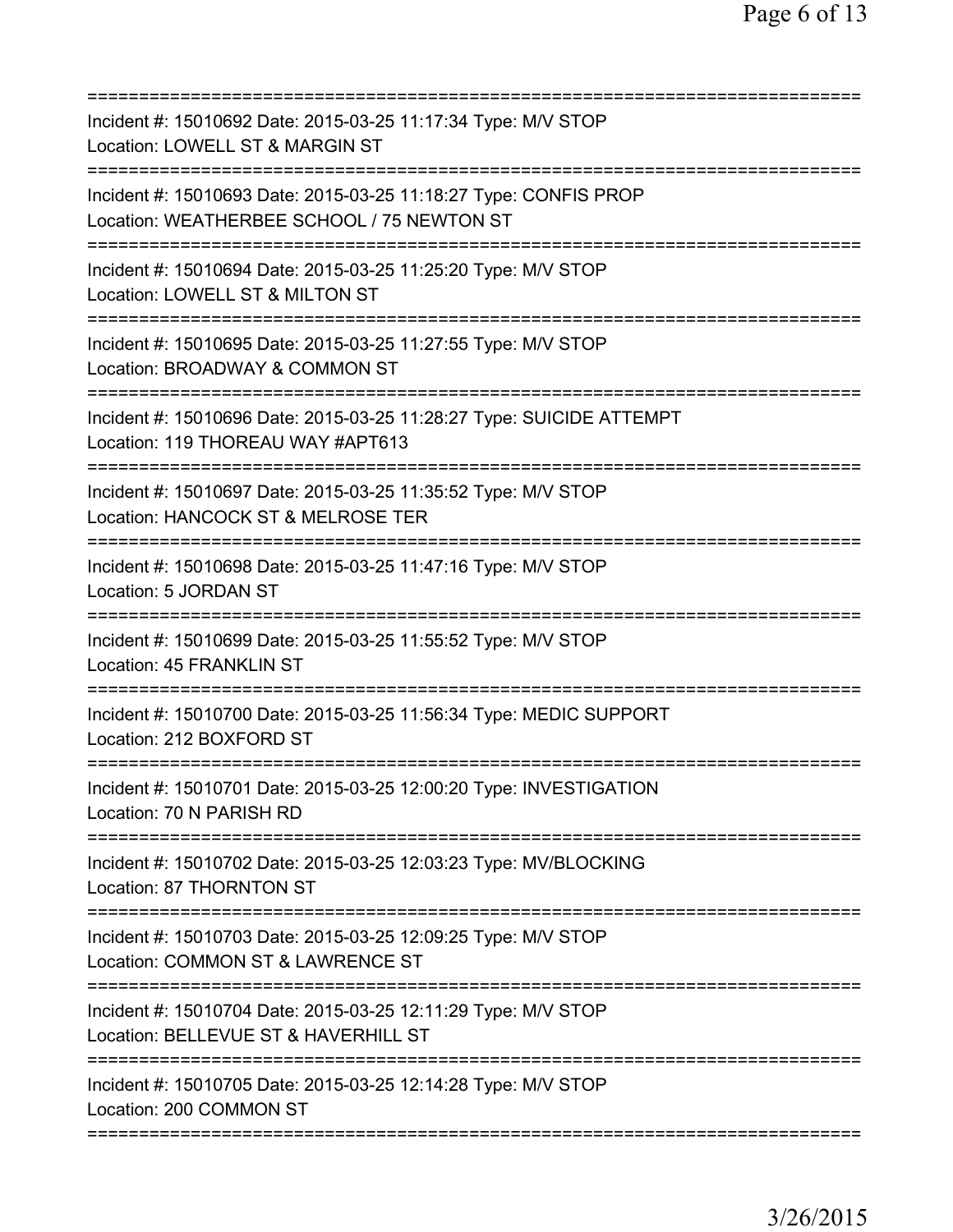===========================================================================
Incident #: 15010692 Date: 2015-03-25 11:17:34 Type: M/V STOP
Location: LOWELL ST & MARGIN ST
===========================================================================
Incident #: 15010693 Date: 2015-03-25 11:18:27 Type: CONFIS PROP
Location: WEATHERBEE SCHOOL / 75 NEWTON ST
===========================================================================
Incident #: 15010694 Date: 2015-03-25 11:25:20 Type: M/V STOP
Location: LOWELL ST & MILTON ST
===========================================================================
Incident #: 15010695 Date: 2015-03-25 11:27:55 Type: M/V STOP
Location: BROADWAY & COMMON ST
===========================================================================
Incident #: 15010696 Date: 2015-03-25 11:28:27 Type: SUICIDE ATTEMPT
Location: 119 THOREAU WAY #APT613
===========================================================================
Incident #: 15010697 Date: 2015-03-25 11:35:52 Type: M/V STOP
Location: HANCOCK ST & MELROSE TER
===========================================================================
Incident #: 15010698 Date: 2015-03-25 11:47:16 Type: M/V STOP
Location: 5 JORDAN ST
===========================================================================
Incident #: 15010699 Date: 2015-03-25 11:55:52 Type: M/V STOP
Location: 45 FRANKLIN ST
===========================================================================
Incident #: 15010700 Date: 2015-03-25 11:56:34 Type: MEDIC SUPPORT
Location: 212 BOXFORD ST
===========================================================================
Incident #: 15010701 Date: 2015-03-25 12:00:20 Type: INVESTIGATION
Location: 70 N PARISH RD
===========================================================================
Incident #: 15010702 Date: 2015-03-25 12:03:23 Type: MV/BLOCKING
Location: 87 THORNTON ST
===========================================================================
Incident #: 15010703 Date: 2015-03-25 12:09:25 Type: M/V STOP
Location: COMMON ST & LAWRENCE ST
===========================================================================
Incident #: 15010704 Date: 2015-03-25 12:11:29 Type: M/V STOP
Location: BELLEVUE ST & HAVERHILL ST
===========================================================================
Incident #: 15010705 Date: 2015-03-25 12:14:28 Type: M/V STOP
Location: 200 COMMON ST
===========================================================================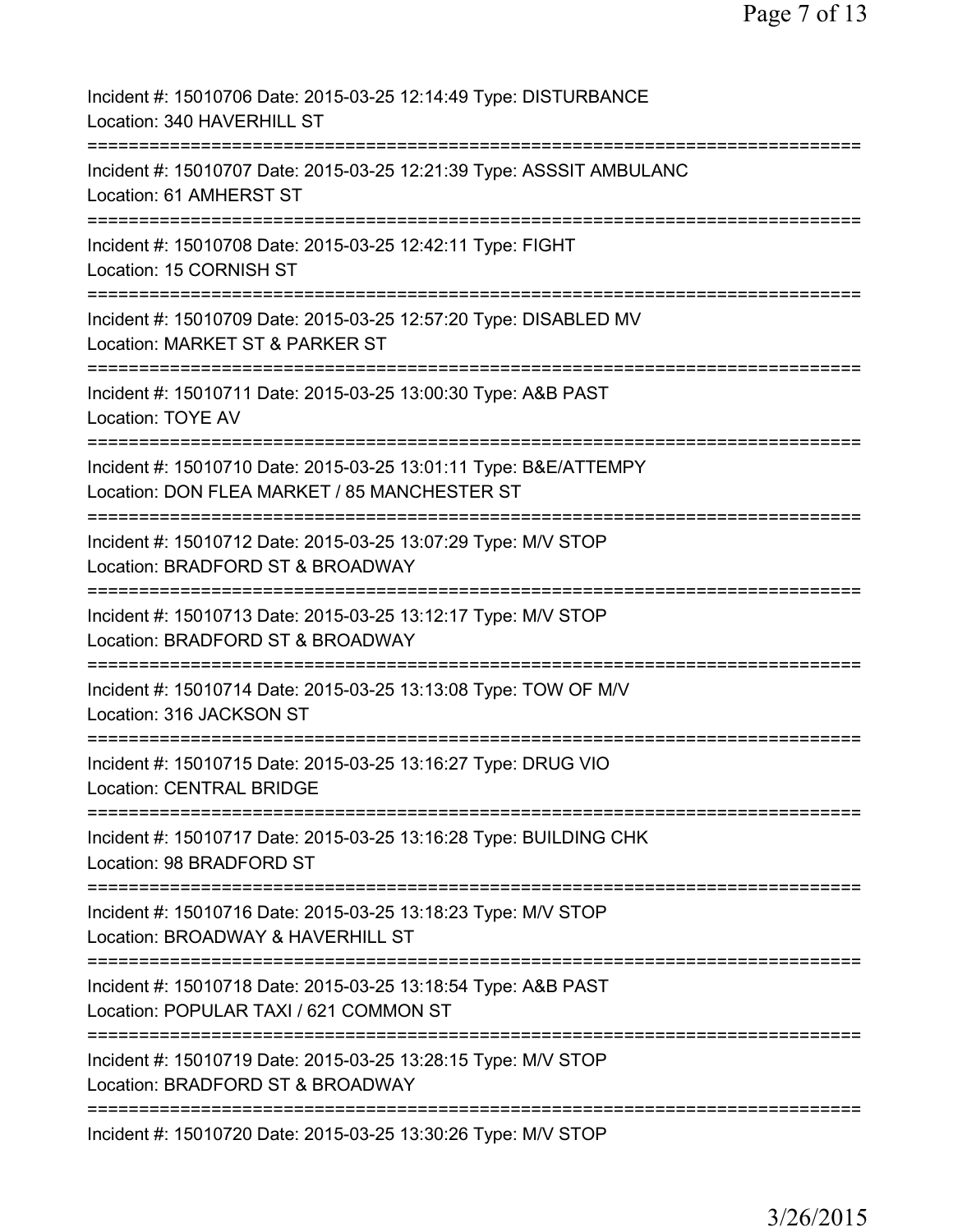Incident #: 15010706 Date: 2015-03-25 12:14:49 Type: DISTURBANCE
Location: 340 HAVERHILL ST

===========================================================================

Incident #: 15010707 Date: 2015-03-25 12:21:39 Type: ASSSIT AMBULANC
Location: 61 AMHERST ST

===========================================================================

Incident #: 15010708 Date: 2015-03-25 12:42:11 Type: FIGHT
Location: 15 CORNISH ST

===========================================================================

Incident #: 15010709 Date: 2015-03-25 12:57:20 Type: DISABLED MV
Location: MARKET ST & PARKER ST

===========================================================================

Incident #: 15010711 Date: 2015-03-25 13:00:30 Type: A&B PAST
Location: TOYE AV

===========================================================================

Incident #: 15010710 Date: 2015-03-25 13:01:11 Type: B&E/ATTEMPY
Location: DON FLEA MARKET / 85 MANCHESTER ST

===========================================================================

Incident #: 15010712 Date: 2015-03-25 13:07:29 Type: M/V STOP
Location: BRADFORD ST & BROADWAY

===========================================================================

Incident #: 15010713 Date: 2015-03-25 13:12:17 Type: M/V STOP
Location: BRADFORD ST & BROADWAY

===========================================================================

Incident #: 15010714 Date: 2015-03-25 13:13:08 Type: TOW OF M/V
Location: 316 JACKSON ST

===========================================================================

Incident #: 15010715 Date: 2015-03-25 13:16:27 Type: DRUG VIO
Location: CENTRAL BRIDGE

===========================================================================

Incident #: 15010717 Date: 2015-03-25 13:16:28 Type: BUILDING CHK
Location: 98 BRADFORD ST

===========================================================================

Incident #: 15010716 Date: 2015-03-25 13:18:23 Type: M/V STOP
Location: BROADWAY & HAVERHILL ST

===========================================================================

Incident #: 15010718 Date: 2015-03-25 13:18:54 Type: A&B PAST
Location: POPULAR TAXI / 621 COMMON ST

===========================================================================

Incident #: 15010719 Date: 2015-03-25 13:28:15 Type: M/V STOP
Location: BRADFORD ST & BROADWAY

===========================================================================

Incident #: 15010720 Date: 2015-03-25 13:30:26 Type: M/V STOP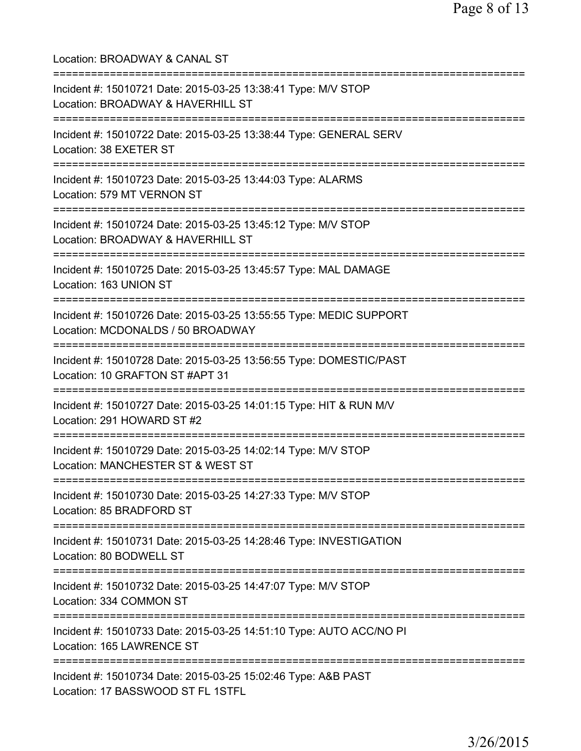Location: BROADWAY & CANAL ST

===========================================================================

Incident #: 15010721 Date: 2015-03-25 13:38:41 Type: M/V STOP
Location: BROADWAY & HAVERHILL ST

===========================================================================

Incident #: 15010722 Date: 2015-03-25 13:38:44 Type: GENERAL SERV
Location: 38 EXETER ST

===========================================================================

Incident #: 15010723 Date: 2015-03-25 13:44:03 Type: ALARMS
Location: 579 MT VERNON ST

===========================================================================

Incident #: 15010724 Date: 2015-03-25 13:45:12 Type: M/V STOP
Location: BROADWAY & HAVERHILL ST

===========================================================================

Incident #: 15010725 Date: 2015-03-25 13:45:57 Type: MAL DAMAGE
Location: 163 UNION ST

===========================================================================

Incident #: 15010726 Date: 2015-03-25 13:55:55 Type: MEDIC SUPPORT
Location: MCDONALDS / 50 BROADWAY

===========================================================================

Incident #: 15010728 Date: 2015-03-25 13:56:55 Type: DOMESTIC/PAST
Location: 10 GRAFTON ST #APT 31

===========================================================================

Incident #: 15010727 Date: 2015-03-25 14:01:15 Type: HIT & RUN M/V
Location: 291 HOWARD ST #2

===========================================================================

Incident #: 15010729 Date: 2015-03-25 14:02:14 Type: M/V STOP
Location: MANCHESTER ST & WEST ST

===========================================================================

Incident #: 15010730 Date: 2015-03-25 14:27:33 Type: M/V STOP
Location: 85 BRADFORD ST

===========================================================================

Incident #: 15010731 Date: 2015-03-25 14:28:46 Type: INVESTIGATION
Location: 80 BODWELL ST

===========================================================================

Incident #: 15010732 Date: 2015-03-25 14:47:07 Type: M/V STOP
Location: 334 COMMON ST

===========================================================================

Incident #: 15010733 Date: 2015-03-25 14:51:10 Type: AUTO ACC/NO PI
Location: 165 LAWRENCE ST

===========================================================================

Incident #: 15010734 Date: 2015-03-25 15:02:46 Type: A&B PAST
Location: 17 BASSWOOD ST FL 1STFL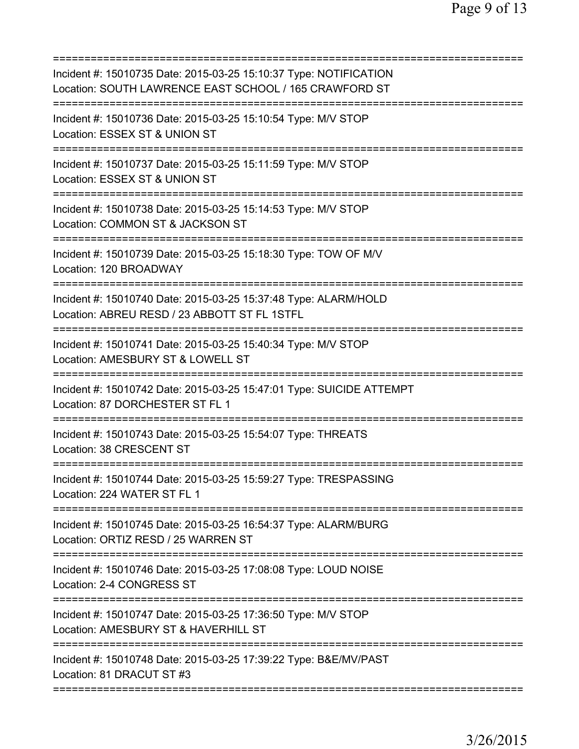==============================================================================
Incident #: 15010735 Date: 2015-03-25 15:10:37 Type: NOTIFICATION
Location: SOUTH LAWRENCE EAST SCHOOL / 165 CRAWFORD ST
==============================================================================
Incident #: 15010736 Date: 2015-03-25 15:10:54 Type: M/V STOP
Location: ESSEX ST & UNION ST
==============================================================================
Incident #: 15010737 Date: 2015-03-25 15:11:59 Type: M/V STOP
Location: ESSEX ST & UNION ST
==============================================================================
Incident #: 15010738 Date: 2015-03-25 15:14:53 Type: M/V STOP
Location: COMMON ST & JACKSON ST
==============================================================================
Incident #: 15010739 Date: 2015-03-25 15:18:30 Type: TOW OF M/V
Location: 120 BROADWAY
==============================================================================
Incident #: 15010740 Date: 2015-03-25 15:37:48 Type: ALARM/HOLD
Location: ABREU RESD / 23 ABBOTT ST FL 1STFL
==============================================================================
Incident #: 15010741 Date: 2015-03-25 15:40:34 Type: M/V STOP
Location: AMESBURY ST & LOWELL ST
==============================================================================
Incident #: 15010742 Date: 2015-03-25 15:47:01 Type: SUICIDE ATTEMPT
Location: 87 DORCHESTER ST FL 1
==============================================================================
Incident #: 15010743 Date: 2015-03-25 15:54:07 Type: THREATS
Location: 38 CRESCENT ST
==============================================================================
Incident #: 15010744 Date: 2015-03-25 15:59:27 Type: TRESPASSING
Location: 224 WATER ST FL 1
==============================================================================
Incident #: 15010745 Date: 2015-03-25 16:54:37 Type: ALARM/BURG
Location: ORTIZ RESD / 25 WARREN ST
==============================================================================
Incident #: 15010746 Date: 2015-03-25 17:08:08 Type: LOUD NOISE
Location: 2-4 CONGRESS ST
==============================================================================
Incident #: 15010747 Date: 2015-03-25 17:36:50 Type: M/V STOP
Location: AMESBURY ST & HAVERHILL ST
==============================================================================
Incident #: 15010748 Date: 2015-03-25 17:39:22 Type: B&E/MV/PAST
Location: 81 DRACUT ST #3
==============================================================================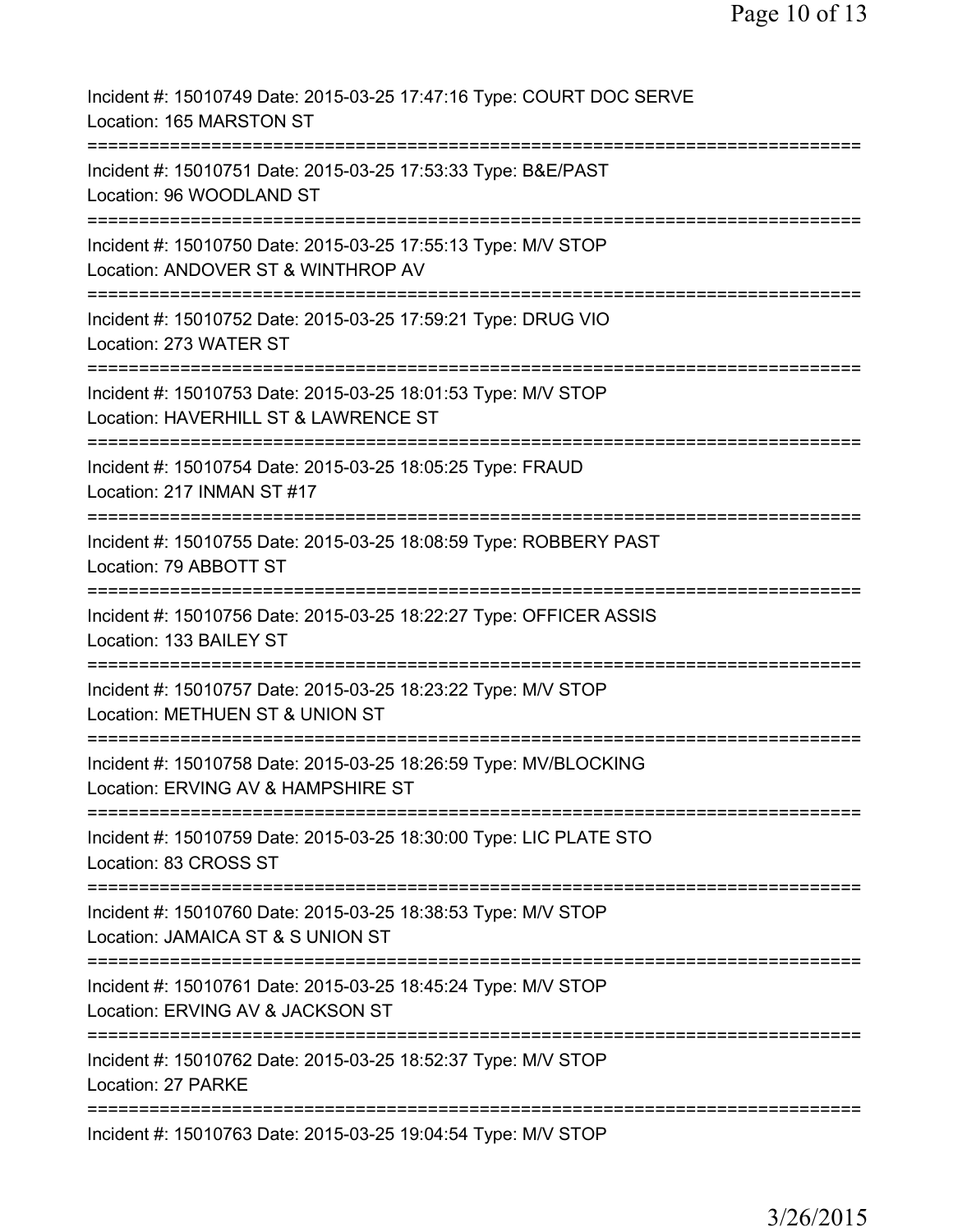Incident #: 15010749 Date: 2015-03-25 17:47:16 Type: COURT DOC SERVE
Location: 165 MARSTON ST
===========================================================================
Incident #: 15010751 Date: 2015-03-25 17:53:33 Type: B&E/PAST
Location: 96 WOODLAND ST
===========================================================================
Incident #: 15010750 Date: 2015-03-25 17:55:13 Type: M/V STOP
Location: ANDOVER ST & WINTHROP AV
===========================================================================
Incident #: 15010752 Date: 2015-03-25 17:59:21 Type: DRUG VIO
Location: 273 WATER ST
===========================================================================
Incident #: 15010753 Date: 2015-03-25 18:01:53 Type: M/V STOP
Location: HAVERHILL ST & LAWRENCE ST
===========================================================================
Incident #: 15010754 Date: 2015-03-25 18:05:25 Type: FRAUD
Location: 217 INMAN ST #17
===========================================================================
Incident #: 15010755 Date: 2015-03-25 18:08:59 Type: ROBBERY PAST
Location: 79 ABBOTT ST
===========================================================================
Incident #: 15010756 Date: 2015-03-25 18:22:27 Type: OFFICER ASSIS
Location: 133 BAILEY ST
===========================================================================
Incident #: 15010757 Date: 2015-03-25 18:23:22 Type: M/V STOP
Location: METHUEN ST & UNION ST
===========================================================================
Incident #: 15010758 Date: 2015-03-25 18:26:59 Type: MV/BLOCKING
Location: ERVING AV & HAMPSHIRE ST
===========================================================================
Incident #: 15010759 Date: 2015-03-25 18:30:00 Type: LIC PLATE STO
Location: 83 CROSS ST
===========================================================================
Incident #: 15010760 Date: 2015-03-25 18:38:53 Type: M/V STOP
Location: JAMAICA ST & S UNION ST
===========================================================================
Incident #: 15010761 Date: 2015-03-25 18:45:24 Type: M/V STOP
Location: ERVING AV & JACKSON ST
===========================================================================
Incident #: 15010762 Date: 2015-03-25 18:52:37 Type: M/V STOP
Location: 27 PARKE
===========================================================================
Incident #: 15010763 Date: 2015-03-25 19:04:54 Type: M/V STOP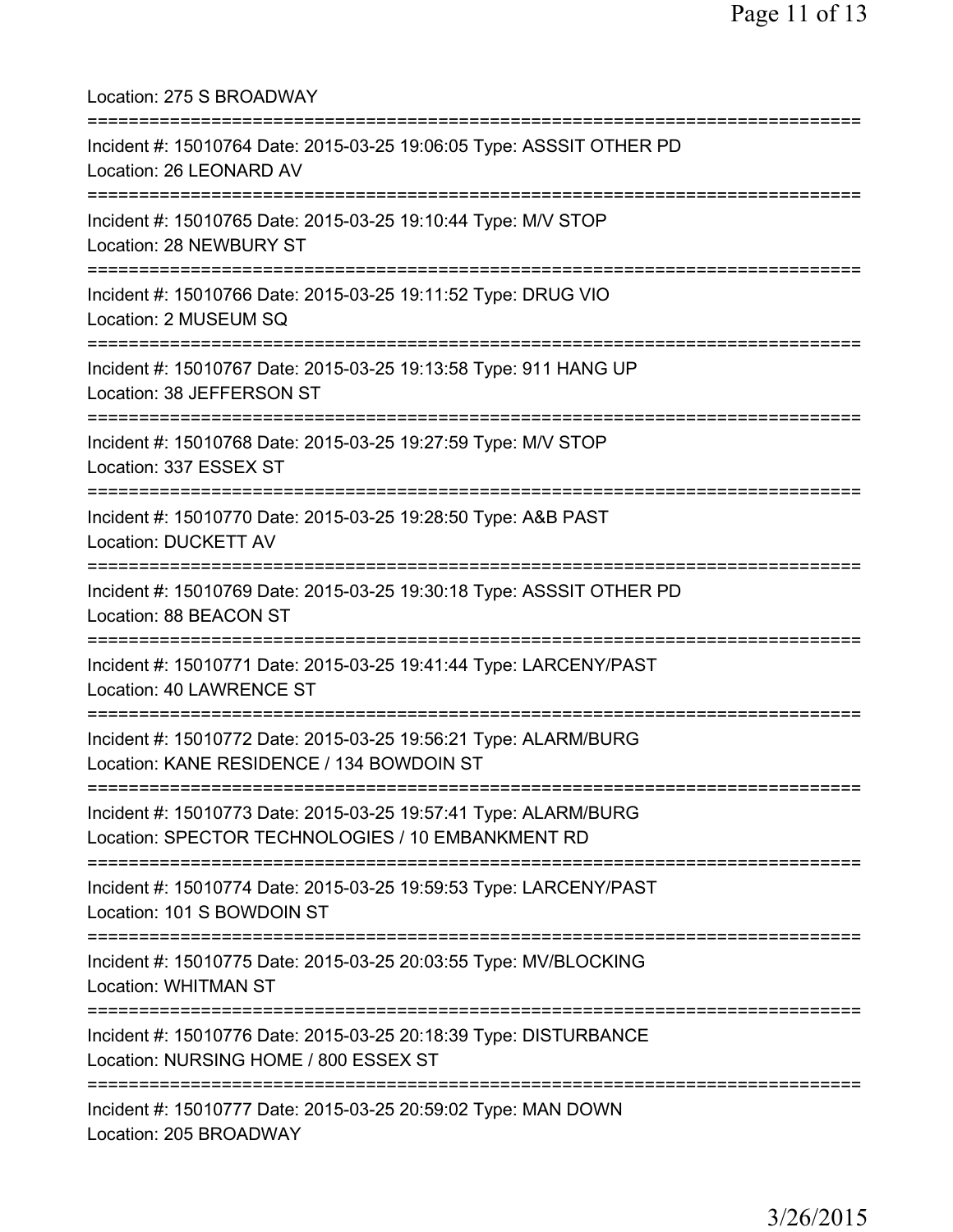Location: 275 S BROADWAY

===========================================================================

Incident #: 15010764 Date: 2015-03-25 19:06:05 Type: ASSSIT OTHER PD
Location: 26 LEONARD AV

===========================================================================

Incident #: 15010765 Date: 2015-03-25 19:10:44 Type: M/V STOP
Location: 28 NEWBURY ST

===========================================================================

Incident #: 15010766 Date: 2015-03-25 19:11:52 Type: DRUG VIO
Location: 2 MUSEUM SQ

===========================================================================

Incident #: 15010767 Date: 2015-03-25 19:13:58 Type: 911 HANG UP
Location: 38 JEFFERSON ST

===========================================================================

Incident #: 15010768 Date: 2015-03-25 19:27:59 Type: M/V STOP
Location: 337 ESSEX ST

===========================================================================

Incident #: 15010770 Date: 2015-03-25 19:28:50 Type: A&B PAST
Location: DUCKETT AV

===========================================================================

Incident #: 15010769 Date: 2015-03-25 19:30:18 Type: ASSSIT OTHER PD
Location: 88 BEACON ST

===========================================================================

Incident #: 15010771 Date: 2015-03-25 19:41:44 Type: LARCENY/PAST
Location: 40 LAWRENCE ST

===========================================================================

Incident #: 15010772 Date: 2015-03-25 19:56:21 Type: ALARM/BURG
Location: KANE RESIDENCE / 134 BOWDOIN ST

===========================================================================

Incident #: 15010773 Date: 2015-03-25 19:57:41 Type: ALARM/BURG
Location: SPECTOR TECHNOLOGIES / 10 EMBANKMENT RD

===========================================================================

Incident #: 15010774 Date: 2015-03-25 19:59:53 Type: LARCENY/PAST
Location: 101 S BOWDOIN ST

===========================================================================

Incident #: 15010775 Date: 2015-03-25 20:03:55 Type: MV/BLOCKING
Location: WHITMAN ST

===========================================================================

Incident #: 15010776 Date: 2015-03-25 20:18:39 Type: DISTURBANCE
Location: NURSING HOME / 800 ESSEX ST

===========================================================================

Incident #: 15010777 Date: 2015-03-25 20:59:02 Type: MAN DOWN
Location: 205 BROADWAY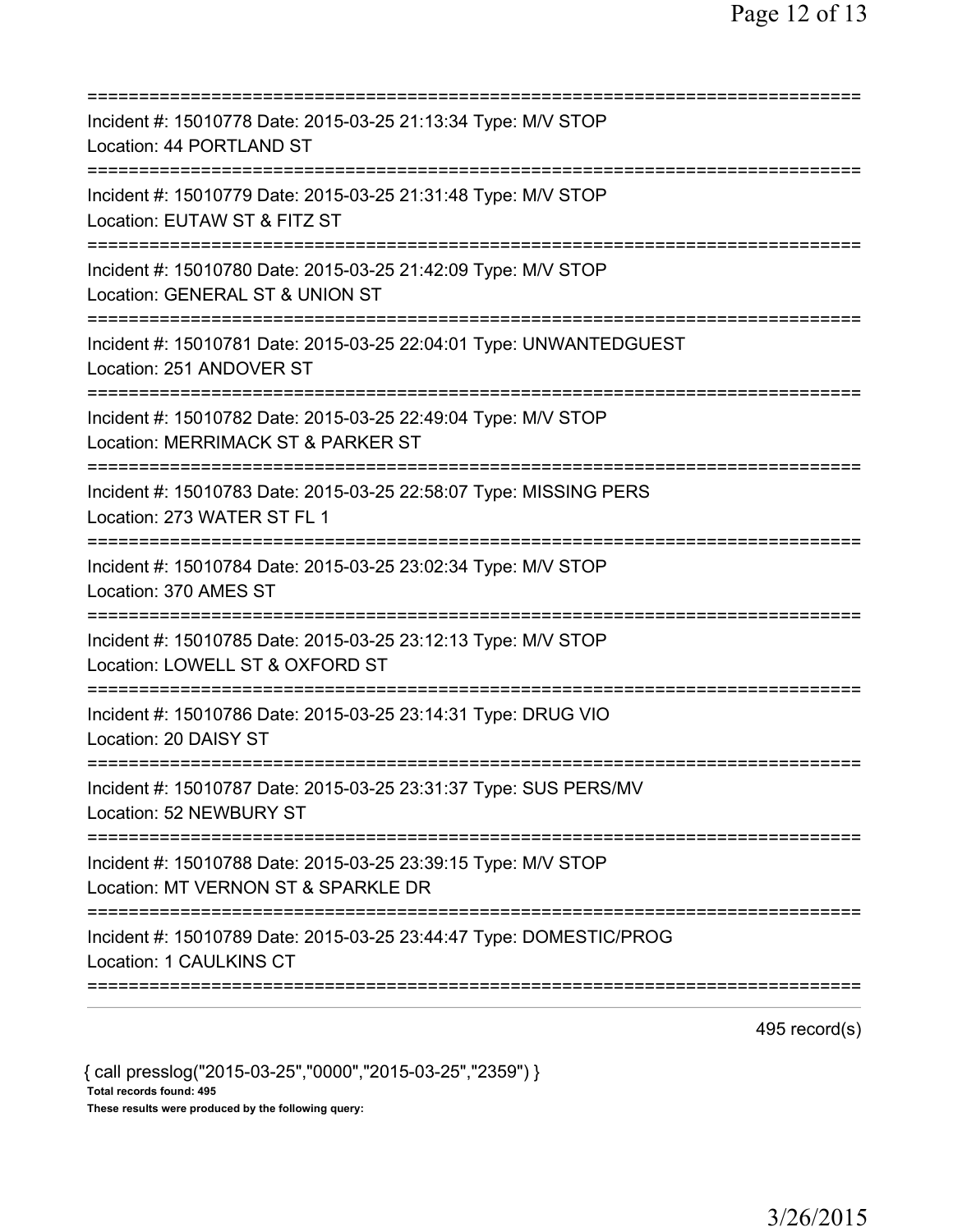===========================================================================
Incident #: 15010778 Date: 2015-03-25 21:13:34 Type: M/V STOP
Location: 44 PORTLAND ST
===========================================================================
Incident #: 15010779 Date: 2015-03-25 21:31:48 Type: M/V STOP
Location: EUTAW ST & FITZ ST
===========================================================================
Incident #: 15010780 Date: 2015-03-25 21:42:09 Type: M/V STOP
Location: GENERAL ST & UNION ST
===========================================================================
Incident #: 15010781 Date: 2015-03-25 22:04:01 Type: UNWANTEDGUEST
Location: 251 ANDOVER ST
===========================================================================
Incident #: 15010782 Date: 2015-03-25 22:49:04 Type: M/V STOP
Location: MERRIMACK ST & PARKER ST
===========================================================================
Incident #: 15010783 Date: 2015-03-25 22:58:07 Type: MISSING PERS
Location: 273 WATER ST FL 1
===========================================================================
Incident #: 15010784 Date: 2015-03-25 23:02:34 Type: M/V STOP
Location: 370 AMES ST
===========================================================================
Incident #: 15010785 Date: 2015-03-25 23:12:13 Type: M/V STOP
Location: LOWELL ST & OXFORD ST
===========================================================================
Incident #: 15010786 Date: 2015-03-25 23:14:31 Type: DRUG VIO
Location: 20 DAISY ST
===========================================================================
Incident #: 15010787 Date: 2015-03-25 23:31:37 Type: SUS PERS/MV
Location: 52 NEWBURY ST
===========================================================================
Incident #: 15010788 Date: 2015-03-25 23:39:15 Type: M/V STOP
Location: MT VERNON ST & SPARKLE DR
===========================================================================
Incident #: 15010789 Date: 2015-03-25 23:44:47 Type: DOMESTIC/PROG
Location: 1 CAULKINS CT
===========================================================================

495 record(s)

{ call presslog("2015-03-25","0000","2015-03-25","2359") }

**Total records found: 495**

**These results were produced by the following query:**

3/26/2015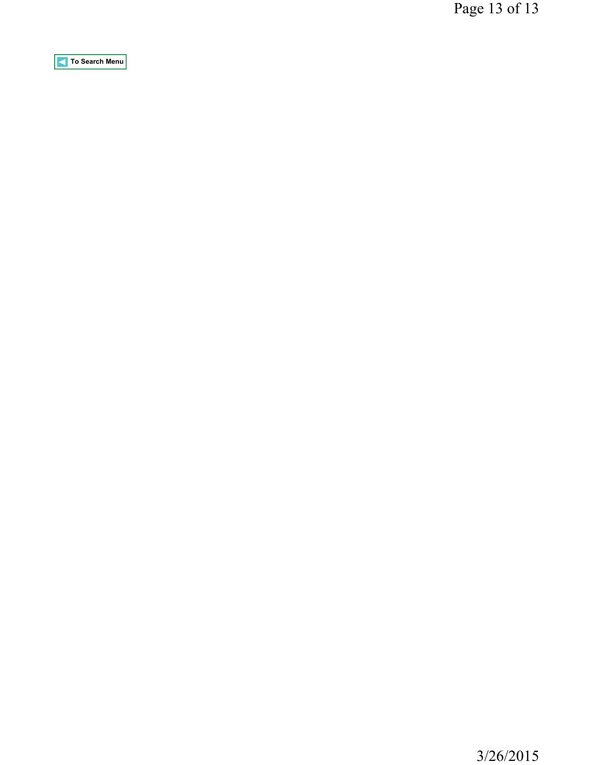To Search Menu